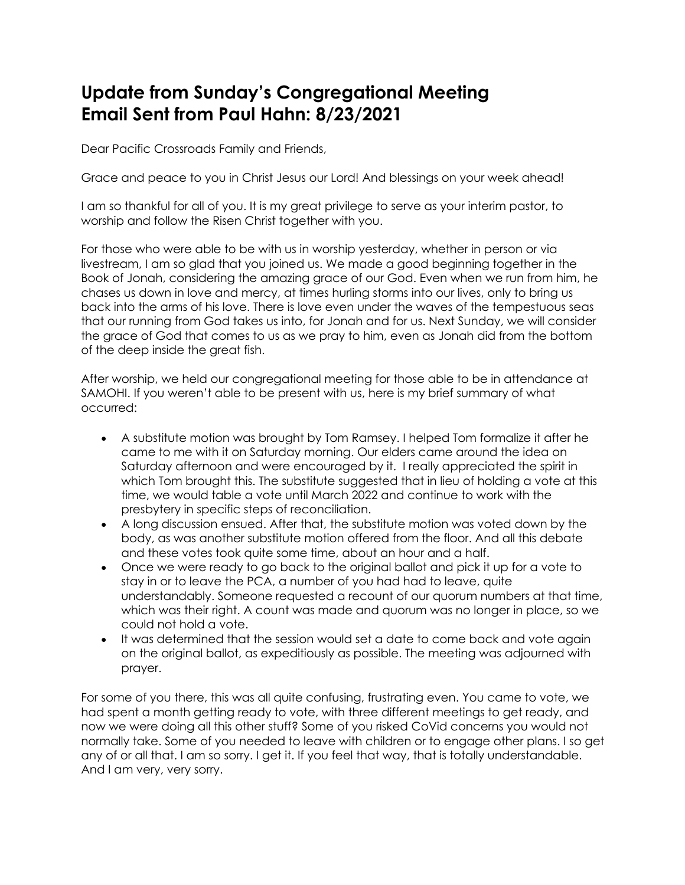# Update from Sunday's Congregational Meeting
# Email Sent from Paul Hahn: 8/23/2021

Dear Pacific Crossroads Family and Friends,

Grace and peace to you in Christ Jesus our Lord! And blessings on your week ahead!

I am so thankful for all of you. It is my great privilege to serve as your interim pastor, to worship and follow the Risen Christ together with you.

For those who were able to be with us in worship yesterday, whether in person or via livestream, I am so glad that you joined us. We made a good beginning together in the Book of Jonah, considering the amazing grace of our God. Even when we run from him, he chases us down in love and mercy, at times hurling storms into our lives, only to bring us back into the arms of his love. There is love even under the waves of the tempestuous seas that our running from God takes us into, for Jonah and for us. Next Sunday, we will consider the grace of God that comes to us as we pray to him, even as Jonah did from the bottom of the deep inside the great fish.

After worship, we held our congregational meeting for those able to be in attendance at SAMOHI. If you weren't able to be present with us, here is my brief summary of what occurred:

- A substitute motion was brought by Tom Ramsey. I helped Tom formalize it after he came to me with it on Saturday morning. Our elders came around the idea on Saturday afternoon and were encouraged by it. I really appreciated the spirit in which Tom brought this. The substitute suggested that in lieu of holding a vote at this time, we would table a vote until March 2022 and continue to work with the presbytery in specific steps of reconciliation.
- A long discussion ensued. After that, the substitute motion was voted down by the body, as was another substitute motion offered from the floor. And all this debate and these votes took quite some time, about an hour and a half.
- Once we were ready to go back to the original ballot and pick it up for a vote to stay in or to leave the PCA, a number of you had had to leave, quite understandably. Someone requested a recount of our quorum numbers at that time, which was their right. A count was made and quorum was no longer in place, so we could not hold a vote.
- It was determined that the session would set a date to come back and vote again on the original ballot, as expeditiously as possible. The meeting was adjourned with prayer.

For some of you there, this was all quite confusing, frustrating even. You came to vote, we had spent a month getting ready to vote, with three different meetings to get ready, and now we were doing all this other stuff? Some of you risked CoVid concerns you would not normally take. Some of you needed to leave with children or to engage other plans. I so get any of or all that. I am so sorry. I get it. If you feel that way, that is totally understandable. And I am very, very sorry.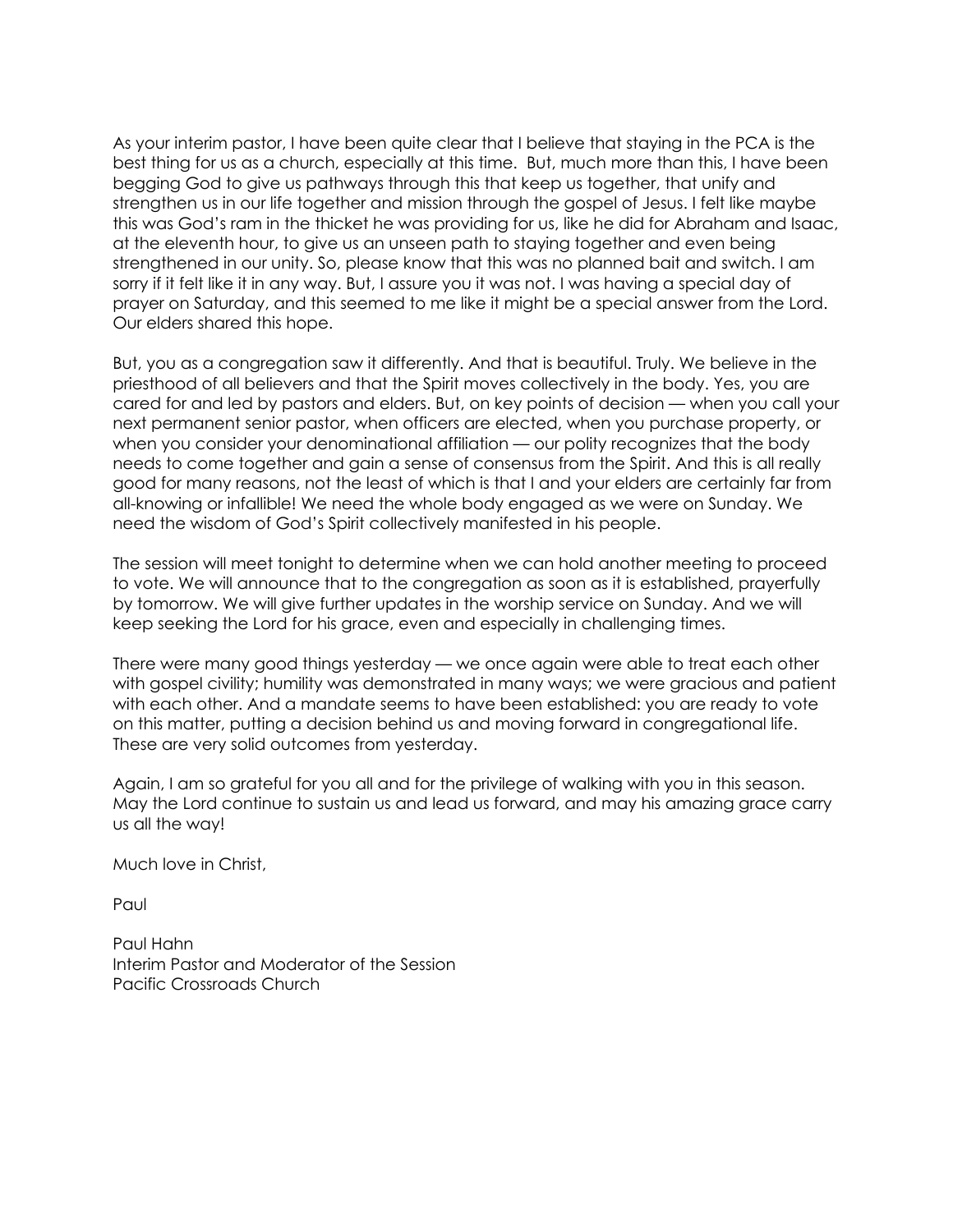As your interim pastor, I have been quite clear that I believe that staying in the PCA is the best thing for us as a church, especially at this time. But, much more than this, I have been begging God to give us pathways through this that keep us together, that unify and strengthen us in our life together and mission through the gospel of Jesus. I felt like maybe this was God's ram in the thicket he was providing for us, like he did for Abraham and Isaac, at the eleventh hour, to give us an unseen path to staying together and even being strengthened in our unity. So, please know that this was no planned bait and switch. I am sorry if it felt like it in any way. But, I assure you it was not. I was having a special day of prayer on Saturday, and this seemed to me like it might be a special answer from the Lord. Our elders shared this hope.

But, you as a congregation saw it differently. And that is beautiful. Truly. We believe in the priesthood of all believers and that the Spirit moves collectively in the body. Yes, you are cared for and led by pastors and elders. But, on key points of decision — when you call your next permanent senior pastor, when officers are elected, when you purchase property, or when you consider your denominational affiliation — our polity recognizes that the body needs to come together and gain a sense of consensus from the Spirit. And this is all really good for many reasons, not the least of which is that I and your elders are certainly far from all-knowing or infallible! We need the whole body engaged as we were on Sunday. We need the wisdom of God's Spirit collectively manifested in his people.

The session will meet tonight to determine when we can hold another meeting to proceed to vote. We will announce that to the congregation as soon as it is established, prayerfully by tomorrow. We will give further updates in the worship service on Sunday. And we will keep seeking the Lord for his grace, even and especially in challenging times.

There were many good things yesterday — we once again were able to treat each other with gospel civility; humility was demonstrated in many ways; we were gracious and patient with each other. And a mandate seems to have been established: you are ready to vote on this matter, putting a decision behind us and moving forward in congregational life. These are very solid outcomes from yesterday.

Again, I am so grateful for you all and for the privilege of walking with you in this season. May the Lord continue to sustain us and lead us forward, and may his amazing grace carry us all the way!

Much love in Christ,

Paul

Paul Hahn
Interim Pastor and Moderator of the Session
Pacific Crossroads Church